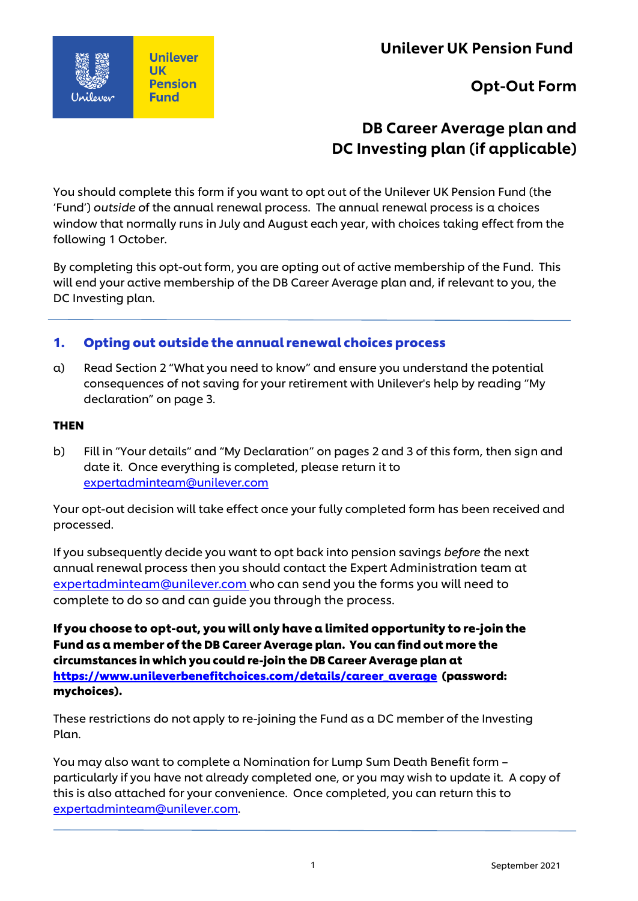# Unilever UK Pension Fund

## Opt-Out Form

## DB Career Average plan and DC Investing plan (if applicable)

You should complete this form if you want to opt out of the Unilever UK Pension Fund (the 'Fund') *outside* of the annual renewal process. The annual renewal process is a choices window that normally runs in July and August each year, with choices taking effect from the following 1 October.

By completing this opt-out form, you are opting out of active membership of the Fund. This will end your active membership of the DB Career Average plan and, if relevant to you, the DC Investing plan.

---

### 1. Opting out outside the annual renewal choices process

a) Read Section 2 "What you need to know" and ensure you understand the potential consequences of not saving for your retirement with Unilever's help by reading "My declaration" on page 3.

**THEN**

b) Fill in "Your details" and "My Declaration" on pages 2 and 3 of this form, then sign and date it. Once everything is completed, please return it to expertadminteam@unilever.com

Your opt-out decision will take effect once your fully completed form has been received and processed.

If you subsequently decide you want to opt back into pension savings *before* the next annual renewal process then you should contact the Expert Administration team at expertadminteam@unilever.com who can send you the forms you will need to complete to do so and can guide you through the process.

**If you choose to opt-out, you will only have a limited opportunity to re-join the Fund as a member of the DB Career Average plan. You can find out more the circumstances in which you could re-join the DB Career Average plan at https://www.unileverbenefitchoices.com/details/career_average (password: mychoices).**

These restrictions do not apply to re-joining the Fund as a DC member of the Investing Plan.

You may also want to complete a Nomination for Lump Sum Death Benefit form – particularly if you have not already completed one, or you may wish to update it. A copy of this is also attached for your convenience. Once completed, you can return this to expertadminteam@unilever.com.

---

September 2021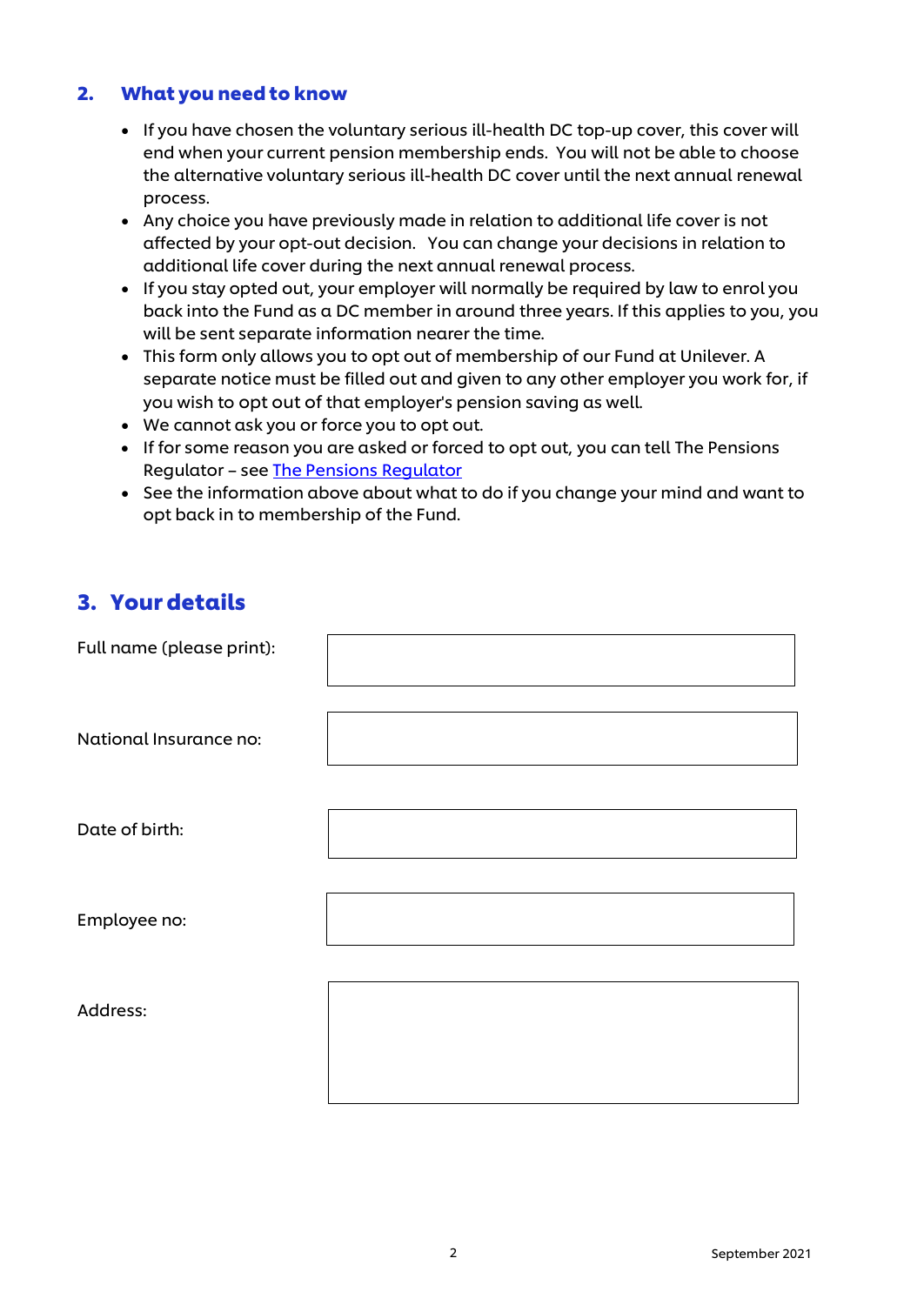## 2. What you need to know

- If you have chosen the voluntary serious ill-health DC top-up cover, this cover will end when your current pension membership ends. You will not be able to choose the alternative voluntary serious ill-health DC cover until the next annual renewal process.
- Any choice you have previously made in relation to additional life cover is not affected by your opt-out decision. You can change your decisions in relation to additional life cover during the next annual renewal process.
- If you stay opted out, your employer will normally be required by law to enrol you back into the Fund as a DC member in around three years. If this applies to you, you will be sent separate information nearer the time.
- This form only allows you to opt out of membership of our Fund at Unilever. A separate notice must be filled out and given to any other employer you work for, if you wish to opt out of that employer's pension saving as well.
- We cannot ask you or force you to opt out.
- If for some reason you are asked or forced to opt out, you can tell The Pensions Regulator – see The Pensions Regulator
- See the information above about what to do if you change your mind and want to opt back in to membership of the Fund.

## 3. Your details

Full name (please print):

National Insurance no:

Date of birth:

Employee no:

Address: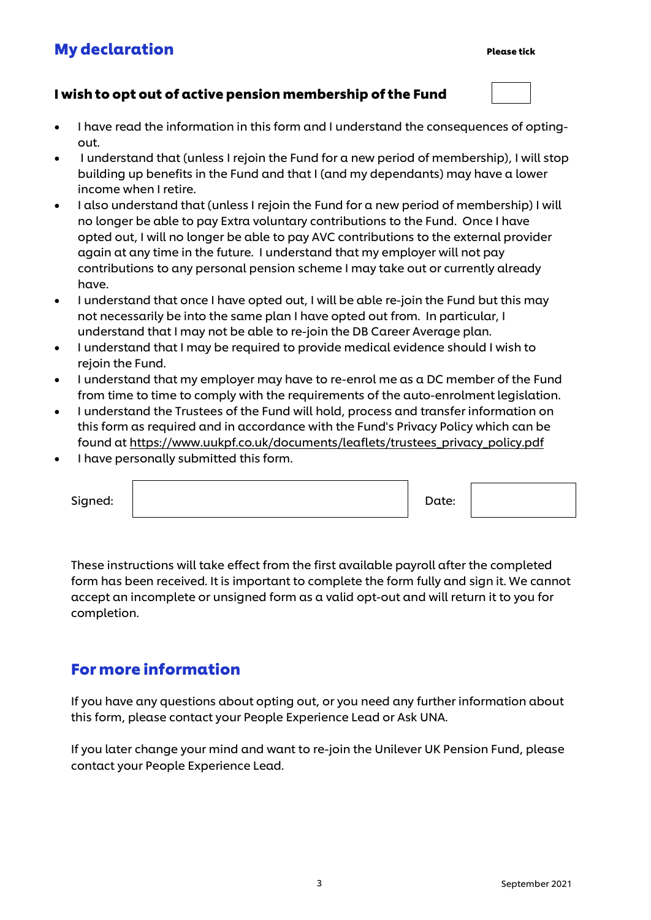## My declaration

**Please tick**

### I wish to opt out of active pension membership of the Fund ☐

- I have read the information in this form and I understand the consequences of opting-out.
- I understand that (unless I rejoin the Fund for a new period of membership), I will stop building up benefits in the Fund and that I (and my dependants) may have a lower income when I retire.
- I also understand that (unless I rejoin the Fund for a new period of membership) I will no longer be able to pay Extra voluntary contributions to the Fund. Once I have opted out, I will no longer be able to pay AVC contributions to the external provider again at any time in the future. I understand that my employer will not pay contributions to any personal pension scheme I may take out or currently already have.
- I understand that once I have opted out, I will be able re-join the Fund but this may not necessarily be into the same plan I have opted out from. In particular, I understand that I may not be able to re-join the DB Career Average plan.
- I understand that I may be required to provide medical evidence should I wish to rejoin the Fund.
- I understand that my employer may have to re-enrol me as a DC member of the Fund from time to time to comply with the requirements of the auto-enrolment legislation.
- I understand the Trustees of the Fund will hold, process and transfer information on this form as required and in accordance with the Fund's Privacy Policy which can be found at https://www.uukpf.co.uk/documents/leaflets/trustees_privacy_policy.pdf
- I have personally submitted this form.

| Signed: | | Date: | |
|---|---|---|---|

These instructions will take effect from the first available payroll after the completed form has been received. It is important to complete the form fully and sign it. We cannot accept an incomplete or unsigned form as a valid opt-out and will return it to you for completion.

## For more information

If you have any questions about opting out, or you need any further information about this form, please contact your People Experience Lead or Ask UNA.

If you later change your mind and want to re-join the Unilever UK Pension Fund, please contact your People Experience Lead.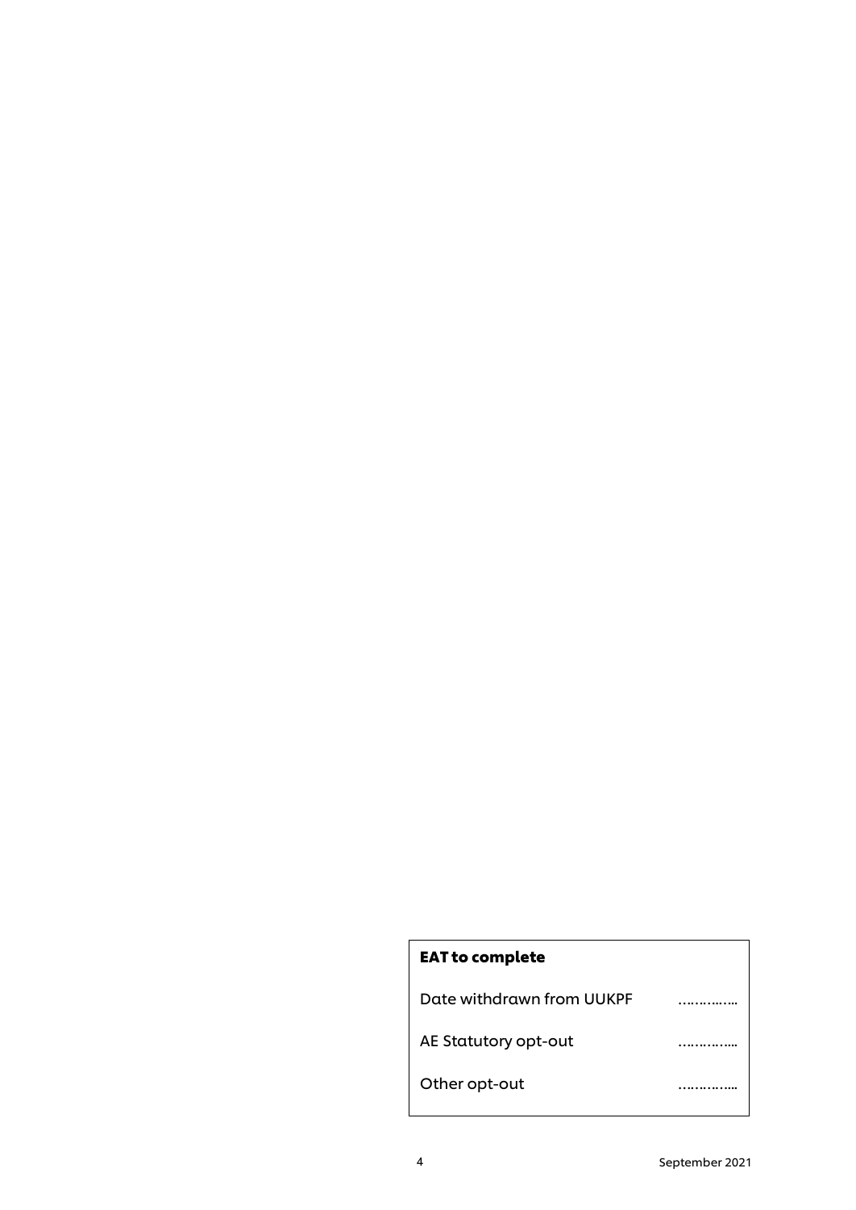**EAT to complete**

Date withdrawn from UUKPF ……….….

AE Statutory opt-out …………..

Other opt-out …………..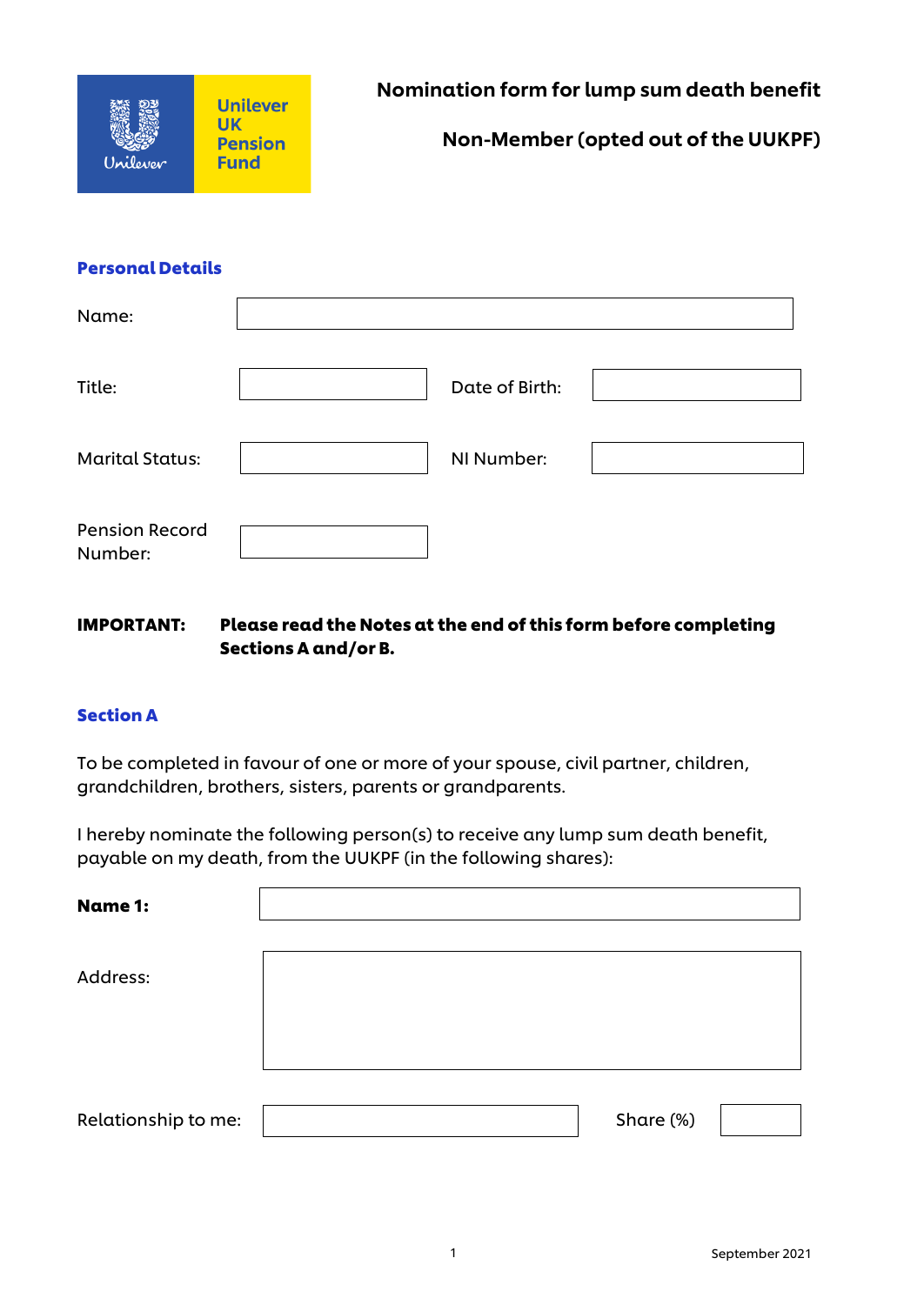Unilever UK Pension Fund

# Nomination form for lump sum death benefit

## Non-Member (opted out of the UUKPF)

### Personal Details

| | | | |
|---|---|---|---|
| Name: | | | |
| Title: | | Date of Birth: | |
| Marital Status: | | NI Number: | |
| Pension Record Number: | | | |

**IMPORTANT: Please read the Notes at the end of this form before completing Sections A and/or B.**

### Section A

To be completed in favour of one or more of your spouse, civil partner, children, grandchildren, brothers, sisters, parents or grandparents.

I hereby nominate the following person(s) to receive any lump sum death benefit, payable on my death, from the UUKPF (in the following shares):

| | | | |
|---|---|---|---|
| **Name 1:** | | | |
| Address: | | | |
| Relationship to me: | | Share (%) | |

September 2021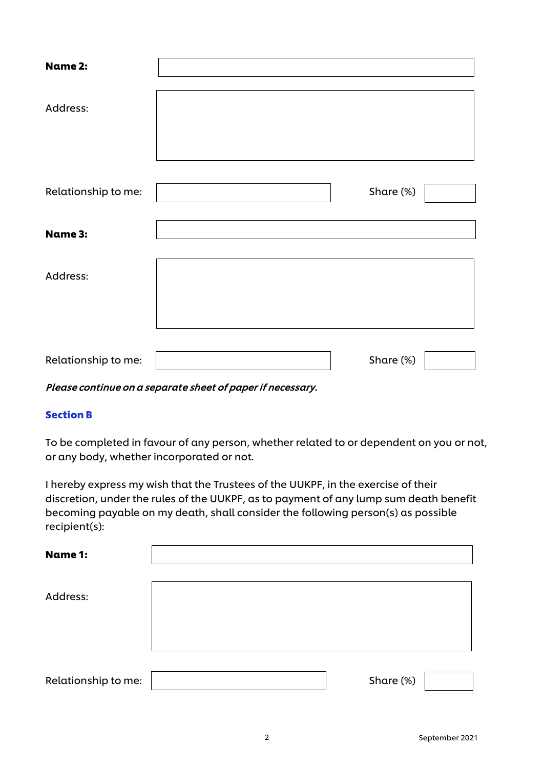**Name 2:**

Address:

Relationship to me: Share (%)

**Name 3:**

Address:

Relationship to me: Share (%)

***Please continue on a separate sheet of paper if necessary.***

## Section B

To be completed in favour of any person, whether related to or dependent on you or not, or any body, whether incorporated or not.

I hereby express my wish that the Trustees of the UUKPF, in the exercise of their discretion, under the rules of the UUKPF, as to payment of any lump sum death benefit becoming payable on my death, shall consider the following person(s) as possible recipient(s):

**Name 1:**

Address:

Relationship to me: Share (%)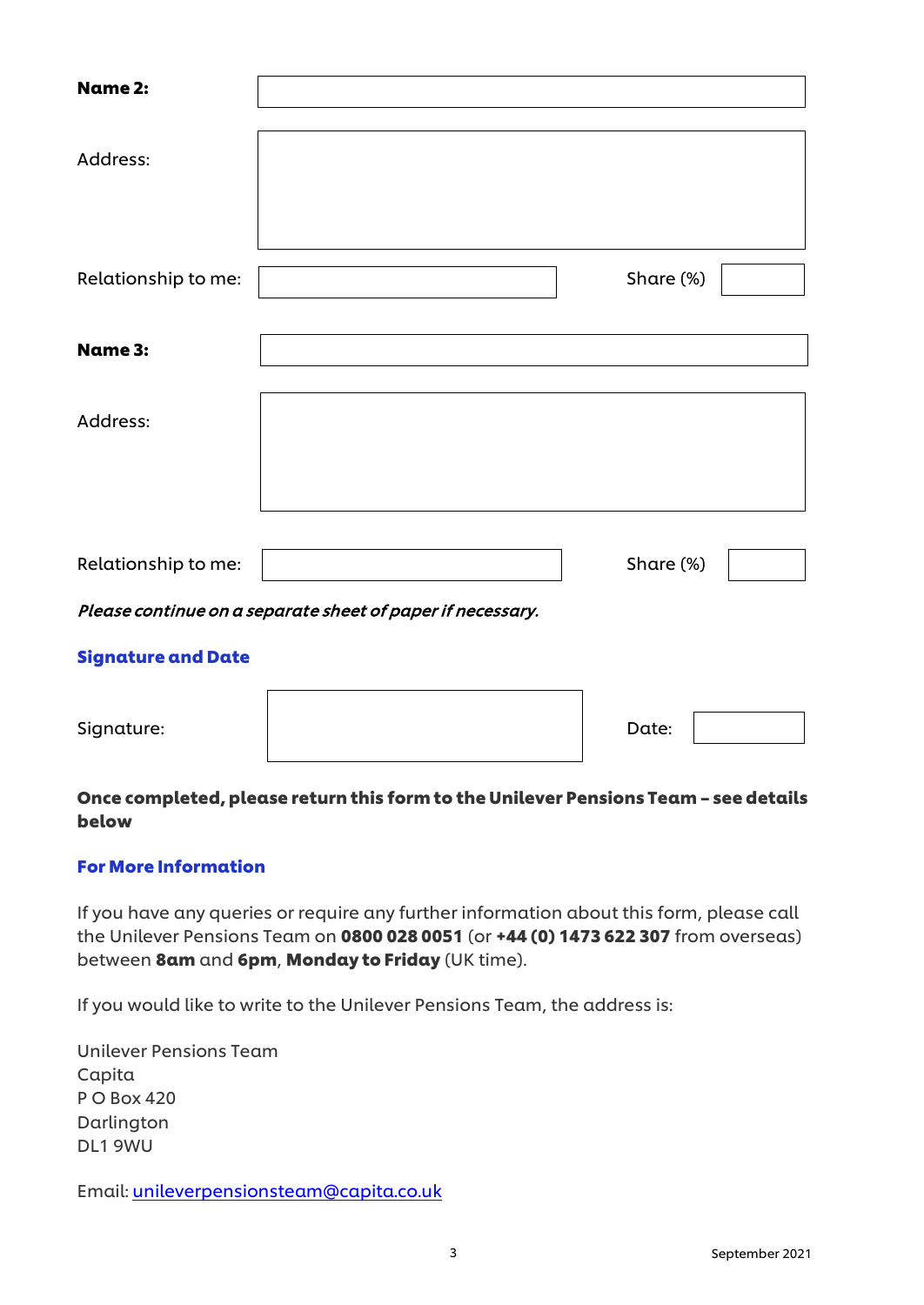**Name 2:**

Address:

Relationship to me: Share (%)

**Name 3:**

Address:

Relationship to me: Share (%)

*Please continue on a separate sheet of paper if necessary.*

## Signature and Date

Signature: Date:

**Once completed, please return this form to the Unilever Pensions Team – see details below**

## For More Information

If you have any queries or require any further information about this form, please call the Unilever Pensions Team on **0800 028 0051** (or **+44 (0) 1473 622 307** from overseas) between **8am** and **6pm**, **Monday to Friday** (UK time).

If you would like to write to the Unilever Pensions Team, the address is:

Unilever Pensions Team
Capita
P O Box 420
Darlington
DL1 9WU

Email: unileverpensionsteam@capita.co.uk

September 2021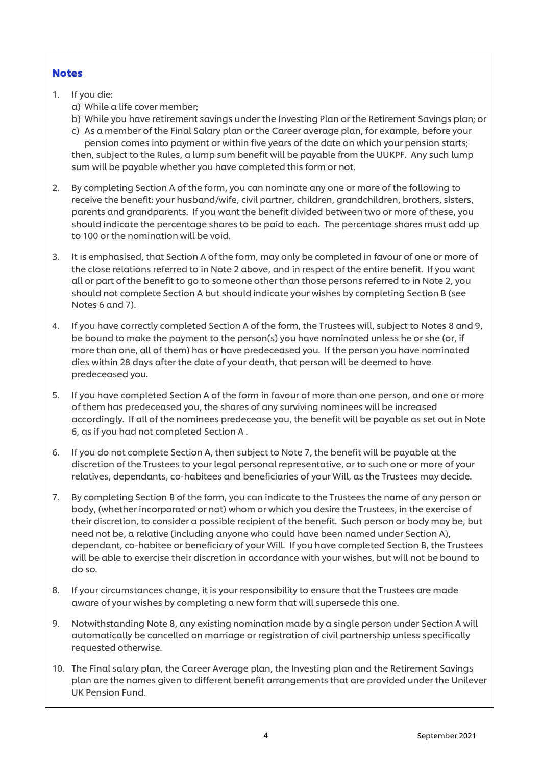## Notes

1. If you die:
   a) While a life cover member;
   b) While you have retirement savings under the Investing Plan or the Retirement Savings plan; or
   c) As a member of the Final Salary plan or the Career average plan, for example, before your pension comes into payment or within five years of the date on which your pension starts;

   then, subject to the Rules, a lump sum benefit will be payable from the UUKPF. Any such lump sum will be payable whether you have completed this form or not.

2. By completing Section A of the form, you can nominate any one or more of the following to receive the benefit: your husband/wife, civil partner, children, grandchildren, brothers, sisters, parents and grandparents. If you want the benefit divided between two or more of these, you should indicate the percentage shares to be paid to each. The percentage shares must add up to 100 or the nomination will be void.

3. It is emphasised, that Section A of the form, may only be completed in favour of one or more of the close relations referred to in Note 2 above, and in respect of the entire benefit. If you want all or part of the benefit to go to someone other than those persons referred to in Note 2, you should not complete Section A but should indicate your wishes by completing Section B (see Notes 6 and 7).

4. If you have correctly completed Section A of the form, the Trustees will, subject to Notes 8 and 9, be bound to make the payment to the person(s) you have nominated unless he or she (or, if more than one, all of them) has or have predeceased you. If the person you have nominated dies within 28 days after the date of your death, that person will be deemed to have predeceased you.

5. If you have completed Section A of the form in favour of more than one person, and one or more of them has predeceased you, the shares of any surviving nominees will be increased accordingly. If all of the nominees predecease you, the benefit will be payable as set out in Note 6, as if you had not completed Section A .

6. If you do not complete Section A, then subject to Note 7, the benefit will be payable at the discretion of the Trustees to your legal personal representative, or to such one or more of your relatives, dependants, co-habitees and beneficiaries of your Will, as the Trustees may decide.

7. By completing Section B of the form, you can indicate to the Trustees the name of any person or body, (whether incorporated or not) whom or which you desire the Trustees, in the exercise of their discretion, to consider a possible recipient of the benefit. Such person or body may be, but need not be, a relative (including anyone who could have been named under Section A), dependant, co-habitee or beneficiary of your Will. If you have completed Section B, the Trustees will be able to exercise their discretion in accordance with your wishes, but will not be bound to do so.

8. If your circumstances change, it is your responsibility to ensure that the Trustees are made aware of your wishes by completing a new form that will supersede this one.

9. Notwithstanding Note 8, any existing nomination made by a single person under Section A will automatically be cancelled on marriage or registration of civil partnership unless specifically requested otherwise.

10. The Final salary plan, the Career Average plan, the Investing plan and the Retirement Savings plan are the names given to different benefit arrangements that are provided under the Unilever UK Pension Fund.